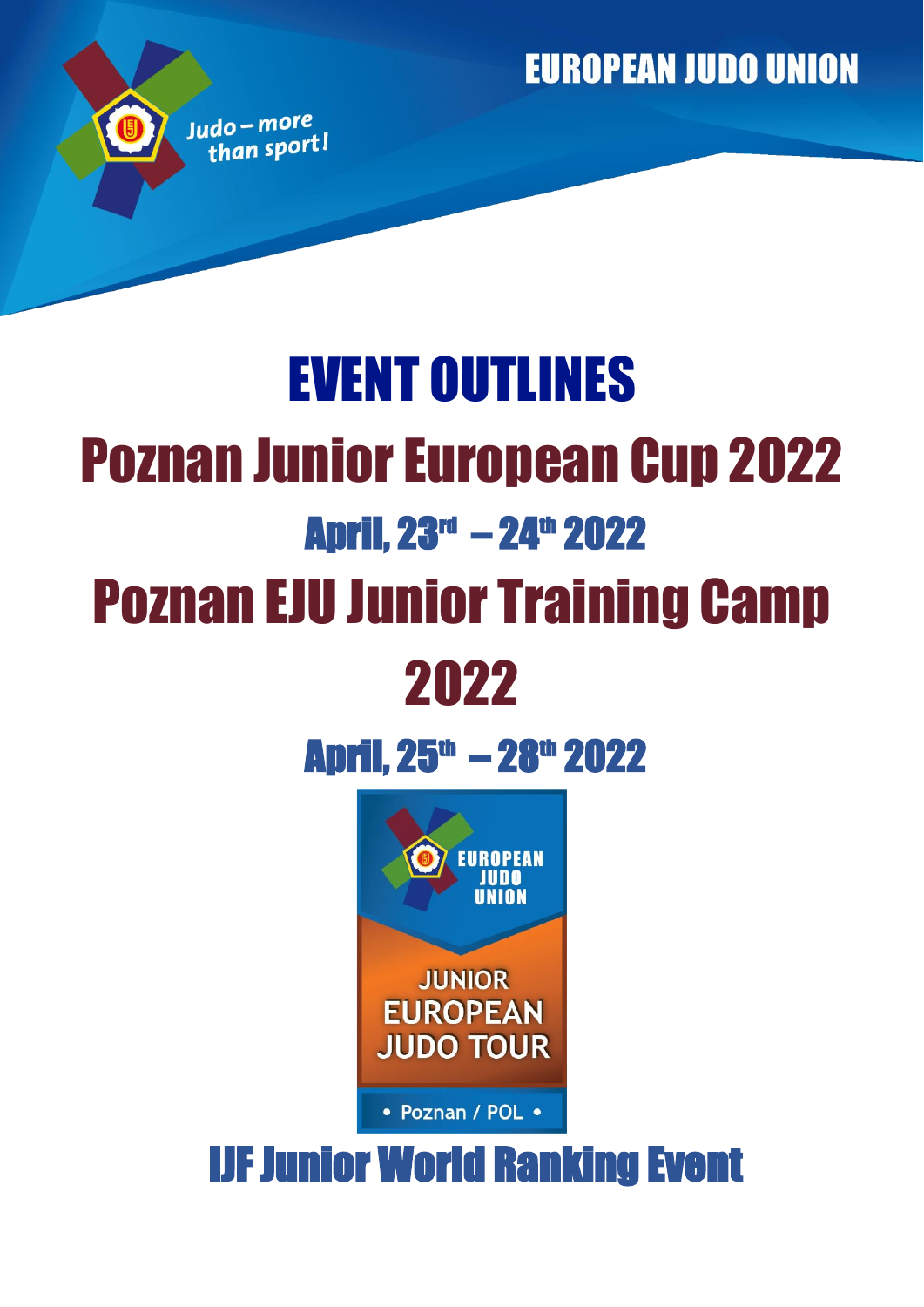EUROPEAN JUDO UNION

Judo – more than sport!

# EVENT OUTLINES

# Poznan Junior European Cup 2022

## April, 23rd – 24th 2022

# Poznan EJU Junior Training Camp 2022

## April, 25th – 28th 2022

EUROPEAN JUDO UNION

JUNIOR EUROPEAN JUDO TOUR

• Poznan / POL •

## IJF Junior World Ranking Event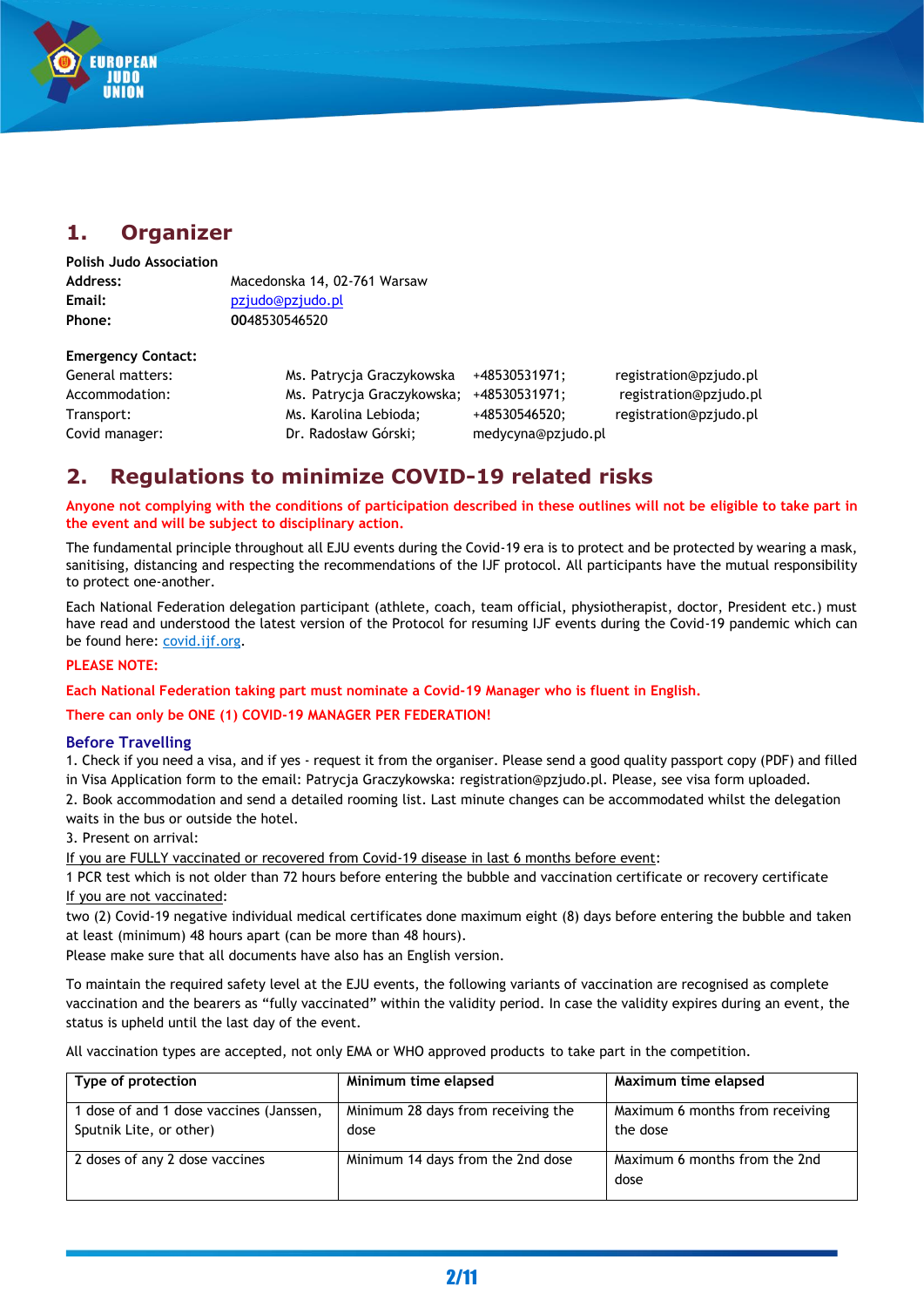## 1. Organizer

**Polish Judo Association**

**Address:** Macedonska 14, 02-761 Warsaw
**Email:** pzjudo@pzjudo.pl
**Phone:** 0048530546520

**Emergency Contact:**

| | | | |
|---|---|---|---|
| General matters: | Ms. Patrycja Graczykowska | +48530531971; | registration@pzjudo.pl |
| Accommodation: | Ms. Patrycja Graczykowska; | +48530531971; | registration@pzjudo.pl |
| Transport: | Ms. Karolina Lebioda; | +48530546520; | registration@pzjudo.pl |
| Covid manager: | Dr. Radosław Górski; | medycyna@pzjudo.pl | |

## 2. Regulations to minimize COVID-19 related risks

**Anyone not complying with the conditions of participation described in these outlines will not be eligible to take part in the event and will be subject to disciplinary action.**

The fundamental principle throughout all EJU events during the Covid-19 era is to protect and be protected by wearing a mask, sanitising, distancing and respecting the recommendations of the IJF protocol. All participants have the mutual responsibility to protect one-another.

Each National Federation delegation participant (athlete, coach, team official, physiotherapist, doctor, President etc.) must have read and understood the latest version of the Protocol for resuming IJF events during the Covid-19 pandemic which can be found here: covid.ijf.org.

**PLEASE NOTE:**

**Each National Federation taking part must nominate a Covid-19 Manager who is fluent in English.**

**There can only be ONE (1) COVID-19 MANAGER PER FEDERATION!**

### Before Travelling

1. Check if you need a visa, and if yes - request it from the organiser. Please send a good quality passport copy (PDF) and filled in Visa Application form to the email: Patrycja Graczykowska: registration@pzjudo.pl. Please, see visa form uploaded.
2. Book accommodation and send a detailed rooming list. Last minute changes can be accommodated whilst the delegation waits in the bus or outside the hotel.
3. Present on arrival:

If you are FULLY vaccinated or recovered from Covid-19 disease in last 6 months before event:
1 PCR test which is not older than 72 hours before entering the bubble and vaccination certificate or recovery certificate
If you are not vaccinated:
two (2) Covid-19 negative individual medical certificates done maximum eight (8) days before entering the bubble and taken at least (minimum) 48 hours apart (can be more than 48 hours).
Please make sure that all documents have also has an English version.

To maintain the required safety level at the EJU events, the following variants of vaccination are recognised as complete vaccination and the bearers as "fully vaccinated" within the validity period. In case the validity expires during an event, the status is upheld until the last day of the event.

All vaccination types are accepted, not only EMA or WHO approved products to take part in the competition.

| Type of protection | Minimum time elapsed | Maximum time elapsed |
|---|---|---|
| 1 dose of and 1 dose vaccines (Janssen, Sputnik Lite, or other) | Minimum 28 days from receiving the dose | Maximum 6 months from receiving the dose |
| 2 doses of any 2 dose vaccines | Minimum 14 days from the 2nd dose | Maximum 6 months from the 2nd dose |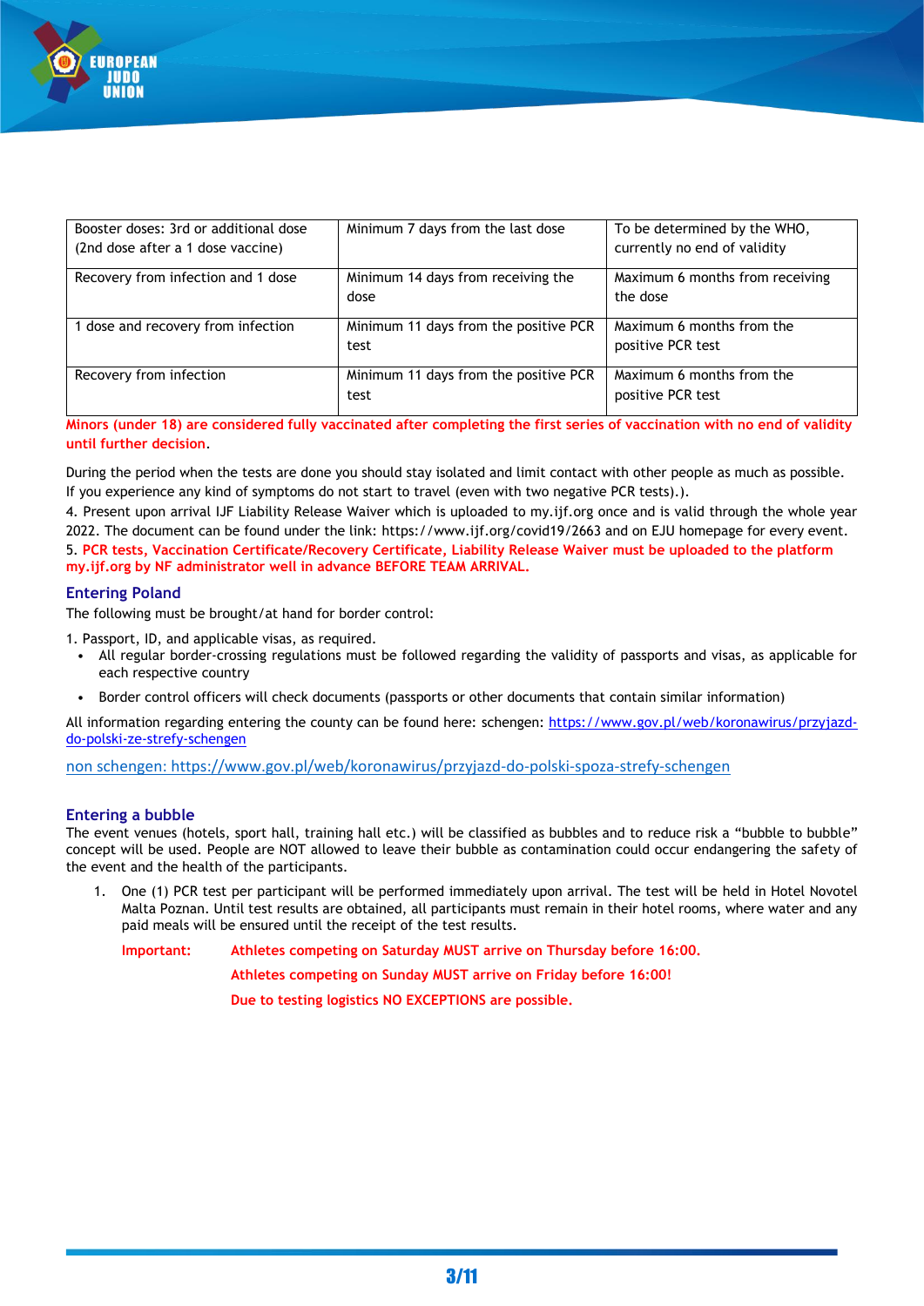| Booster doses: 3rd or additional dose (2nd dose after a 1 dose vaccine) | Minimum 7 days from the last dose | To be determined by the WHO, currently no end of validity |
|---|---|---|
| Recovery from infection and 1 dose | Minimum 14 days from receiving the dose | Maximum 6 months from receiving the dose |
| 1 dose and recovery from infection | Minimum 11 days from the positive PCR test | Maximum 6 months from the positive PCR test |
| Recovery from infection | Minimum 11 days from the positive PCR test | Maximum 6 months from the positive PCR test |

**Minors (under 18) are considered fully vaccinated after completing the first series of vaccination with no end of validity until further decision**.

During the period when the tests are done you should stay isolated and limit contact with other people as much as possible. If you experience any kind of symptoms do not start to travel (even with two negative PCR tests).).

4. Present upon arrival IJF Liability Release Waiver which is uploaded to my.ijf.org once and is valid through the whole year 2022. The document can be found under the link: https://www.ijf.org/covid19/2663 and on EJU homepage for every event.

5. **PCR tests, Vaccination Certificate/Recovery Certificate, Liability Release Waiver must be uploaded to the platform my.ijf.org by NF administrator well in advance BEFORE TEAM ARRIVAL.**

## Entering Poland

The following must be brought/at hand for border control:

1. Passport, ID, and applicable visas, as required.
   - All regular border-crossing regulations must be followed regarding the validity of passports and visas, as applicable for each respective country
   - Border control officers will check documents (passports or other documents that contain similar information)

All information regarding entering the county can be found here: schengen: https://www.gov.pl/web/koronawirus/przyjazd-do-polski-ze-strefy-schengen

non schengen: https://www.gov.pl/web/koronawirus/przyjazd-do-polski-spoza-strefy-schengen

## Entering a bubble

The event venues (hotels, sport hall, training hall etc.) will be classified as bubbles and to reduce risk a "bubble to bubble" concept will be used. People are NOT allowed to leave their bubble as contamination could occur endangering the safety of the event and the health of the participants.

1. One (1) PCR test per participant will be performed immediately upon arrival. The test will be held in Hotel Novotel Malta Poznan. Until test results are obtained, all participants must remain in their hotel rooms, where water and any paid meals will be ensured until the receipt of the test results.

   **Important:** **Athletes competing on Saturday MUST arrive on Thursday before 16:00.**

   **Athletes competing on Sunday MUST arrive on Friday before 16:00!**

   **Due to testing logistics NO EXCEPTIONS are possible.**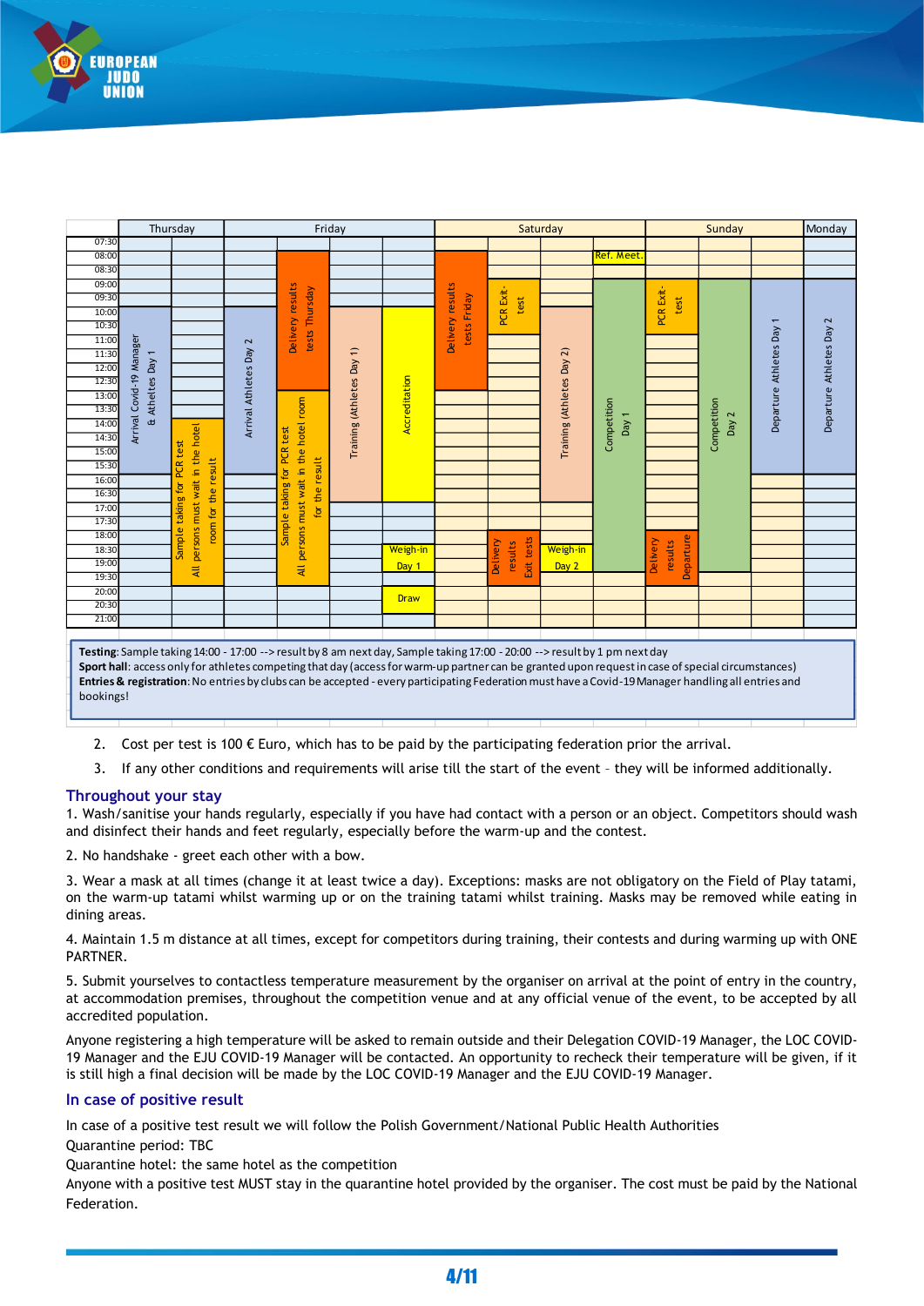| Day | Activity | Time |
|---|---|---|
| Thursday | Arrival Covid-19 Manager & Athletes Day 1 | 10:00 – 16:00 |
| Thursday | Sample taking for PCR test – All persons must wait in the hotel room for the result | 14:00 – 20:00 |
| Friday | Arrival Athletes Day 2 | 10:00 – 16:00 |
| Friday | Delivery results tests Thursday | 08:00 – 13:00 |
| Friday | Sample taking for PCR test – All persons must wait in the hotel room for the result | 13:00 – 20:00 |
| Friday | Training (Athletes Day 1) | 10:00 – 16:00 |
| Friday | Accreditation | 10:00 – 17:00 |
| Friday | Weigh-in Day 1 | 18:30 – 19:30 |
| Friday | Draw | 20:00 – 21:00 |
| Saturday | Ref. Meet. | 08:00 |
| Saturday | Delivery results tests Friday | 08:00 – 13:00 |
| Saturday | PCR Exit-test | 09:00 – 10:30 |
| Saturday | Training (Athletes Day 2) | 10:00 – 17:00 |
| Saturday | Competition Day 1 | 09:00 – 19:00 |
| Saturday | Delivery results Exit tests | 18:00 – 19:30 |
| Saturday | Weigh-in Day 2 | 18:00 – 19:30 |
| Sunday | PCR Exit-test | 09:00 – 10:30 |
| Sunday | Competition Day 2 | 09:00 – 19:00 |
| Sunday | Departure Athletes Day 1 | 09:00 – 16:00 |
| Sunday | Delivery results Departure | 18:00 – 19:30 |
| Monday | Departure Athletes Day 2 | 09:00 – 16:00 |

**Testing**: Sample taking 14:00 - 17:00 --> result by 8 am next day, Sample taking 17:00 - 20:00 --> result by 1 pm next day
**Sport hall**: access only for athletes competing that day (access for warm-up partner can be granted upon request in case of special circumstances)
**Entries & registration**: No entries by clubs can be accepted - every participating Federation must have a Covid-19 Manager handling all entries and bookings!

2. Cost per test is 100 € Euro, which has to be paid by the participating federation prior the arrival.
3. If any other conditions and requirements will arise till the start of the event – they will be informed additionally.

## Throughout your stay

1. Wash/sanitise your hands regularly, especially if you have had contact with a person or an object. Competitors should wash and disinfect their hands and feet regularly, especially before the warm-up and the contest.

2. No handshake - greet each other with a bow.

3. Wear a mask at all times (change it at least twice a day). Exceptions: masks are not obligatory on the Field of Play tatami, on the warm-up tatami whilst warming up or on the training tatami whilst training. Masks may be removed while eating in dining areas.

4. Maintain 1.5 m distance at all times, except for competitors during training, their contests and during warming up with ONE PARTNER.

5. Submit yourselves to contactless temperature measurement by the organiser on arrival at the point of entry in the country, at accommodation premises, throughout the competition venue and at any official venue of the event, to be accepted by all accredited population.

Anyone registering a high temperature will be asked to remain outside and their Delegation COVID-19 Manager, the LOC COVID-19 Manager and the EJU COVID-19 Manager will be contacted. An opportunity to recheck their temperature will be given, if it is still high a final decision will be made by the LOC COVID-19 Manager and the EJU COVID-19 Manager.

## In case of positive result

In case of a positive test result we will follow the Polish Government/National Public Health Authorities
Quarantine period: TBC
Quarantine hotel: the same hotel as the competition
Anyone with a positive test MUST stay in the quarantine hotel provided by the organiser. The cost must be paid by the National Federation.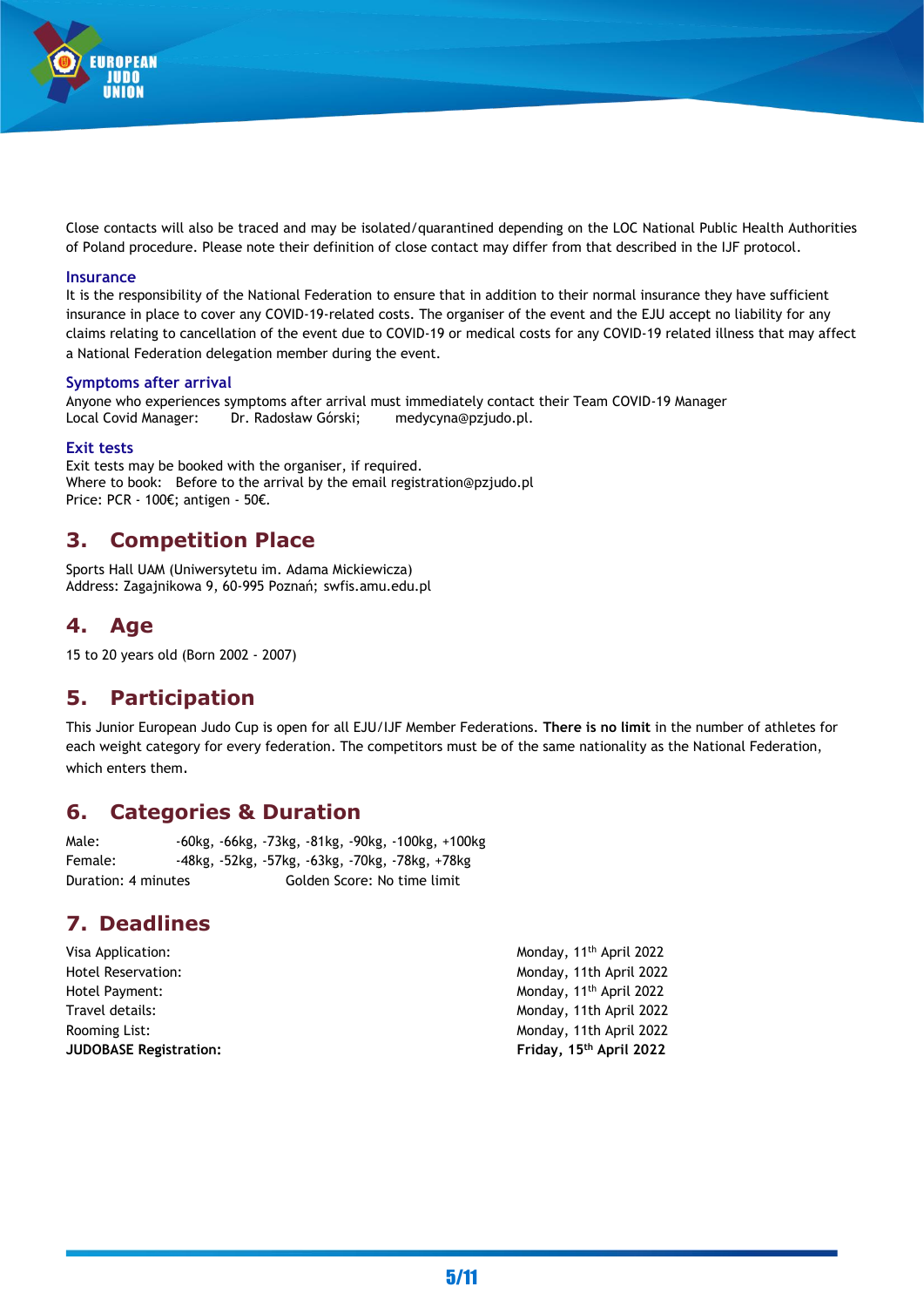Close contacts will also be traced and may be isolated/quarantined depending on the LOC National Public Health Authorities of Poland procedure. Please note their definition of close contact may differ from that described in the IJF protocol.

### Insurance

It is the responsibility of the National Federation to ensure that in addition to their normal insurance they have sufficient insurance in place to cover any COVID-19-related costs. The organiser of the event and the EJU accept no liability for any claims relating to cancellation of the event due to COVID-19 or medical costs for any COVID-19 related illness that may affect a National Federation delegation member during the event.

### Symptoms after arrival

Anyone who experiences symptoms after arrival must immediately contact their Team COVID-19 Manager
Local Covid Manager: Dr. Radosław Górski; medycyna@pzjudo.pl.

### Exit tests

Exit tests may be booked with the organiser, if required.
Where to book: Before to the arrival by the email registration@pzjudo.pl
Price: PCR - 100€; antigen - 50€.

## 3. Competition Place

Sports Hall UAM (Uniwersytetu im. Adama Mickiewicza)
Address: Zagajnikowa 9, 60-995 Poznań; swfis.amu.edu.pl

## 4. Age

15 to 20 years old (Born 2002 - 2007)

## 5. Participation

This Junior European Judo Cup is open for all EJU/IJF Member Federations. **There is no limit** in the number of athletes for each weight category for every federation. The competitors must be of the same nationality as the National Federation, which enters them.

## 6. Categories & Duration

Male: -60kg, -66kg, -73kg, -81kg, -90kg, -100kg, +100kg
Female: -48kg, -52kg, -57kg, -63kg, -70kg, -78kg, +78kg
Duration: 4 minutes Golden Score: No time limit

## 7. Deadlines

| | |
|---|---|
| Visa Application: | Monday, 11th April 2022 |
| Hotel Reservation: | Monday, 11th April 2022 |
| Hotel Payment: | Monday, 11th April 2022 |
| Travel details: | Monday, 11th April 2022 |
| Rooming List: | Monday, 11th April 2022 |
| **JUDOBASE Registration:** | **Friday, 15th April 2022** |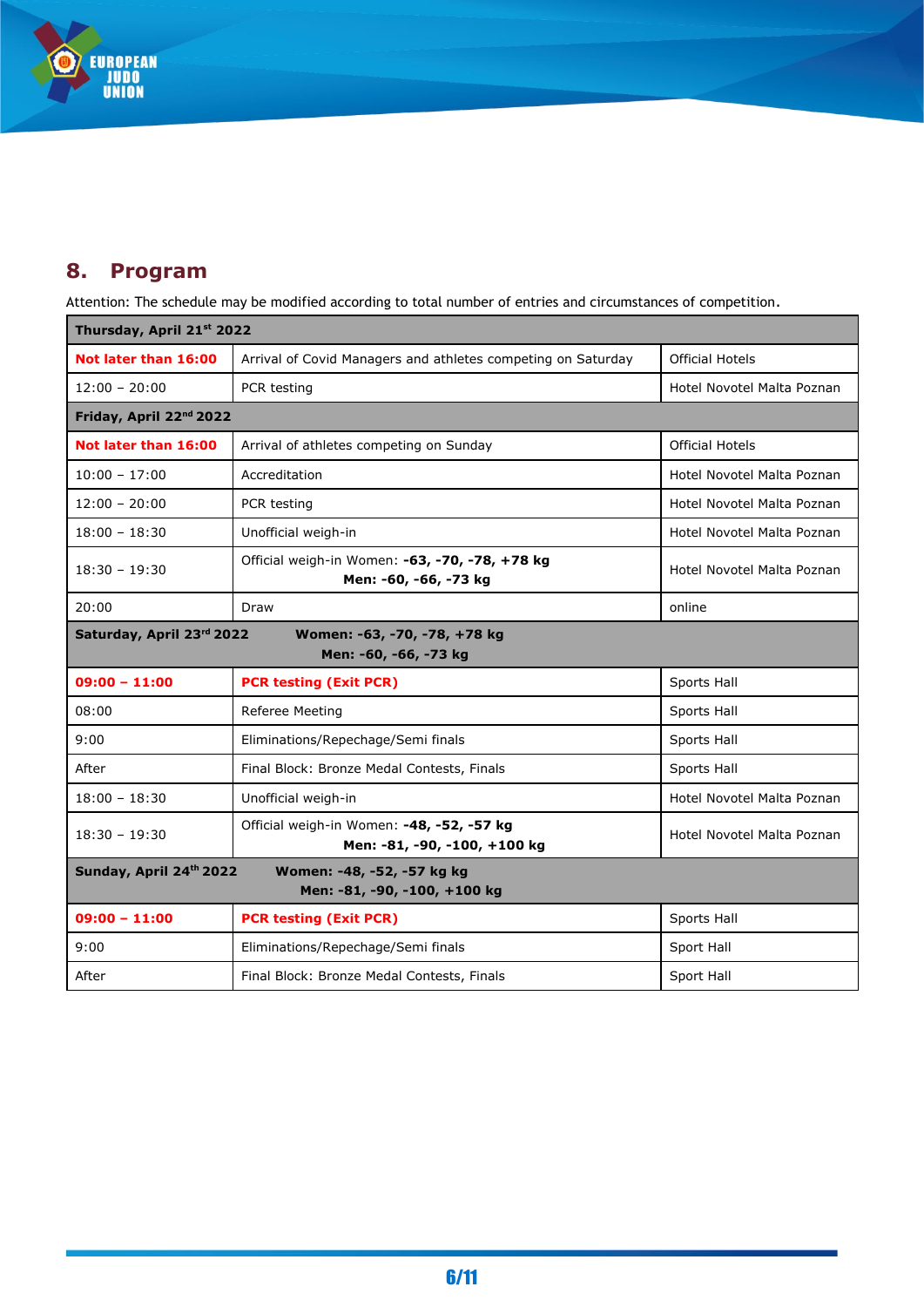## 8. Program

Attention: The schedule may be modified according to total number of entries and circumstances of competition.

| Thursday, April 21st 2022 | | |
|---|---|---|
| **Not later than 16:00** | Arrival of Covid Managers and athletes competing on Saturday | Official Hotels |
| 12:00 – 20:00 | PCR testing | Hotel Novotel Malta Poznan |
| **Friday, April 22nd 2022** | | |
| **Not later than 16:00** | Arrival of athletes competing on Sunday | Official Hotels |
| 10:00 – 17:00 | Accreditation | Hotel Novotel Malta Poznan |
| 12:00 – 20:00 | PCR testing | Hotel Novotel Malta Poznan |
| 18:00 – 18:30 | Unofficial weigh-in | Hotel Novotel Malta Poznan |
| 18:30 – 19:30 | Official weigh-in Women: **-63, -70, -78, +78 kg** **Men: -60, -66, -73 kg** | Hotel Novotel Malta Poznan |
| 20:00 | Draw | online |
| **Saturday, April 23rd 2022** | **Women: -63, -70, -78, +78 kg** **Men: -60, -66, -73 kg** | |
| **09:00 – 11:00** | **PCR testing (Exit PCR)** | Sports Hall |
| 08:00 | Referee Meeting | Sports Hall |
| 9:00 | Eliminations/Repechage/Semi finals | Sports Hall |
| After | Final Block: Bronze Medal Contests, Finals | Sports Hall |
| 18:00 – 18:30 | Unofficial weigh-in | Hotel Novotel Malta Poznan |
| 18:30 – 19:30 | Official weigh-in Women: **-48, -52, -57 kg** **Men: -81, -90, -100, +100 kg** | Hotel Novotel Malta Poznan |
| **Sunday, April 24th 2022** | **Women: -48, -52, -57 kg kg** **Men: -81, -90, -100, +100 kg** | |
| **09:00 – 11:00** | **PCR testing (Exit PCR)** | Sports Hall |
| 9:00 | Eliminations/Repechage/Semi finals | Sport Hall |
| After | Final Block: Bronze Medal Contests, Finals | Sport Hall |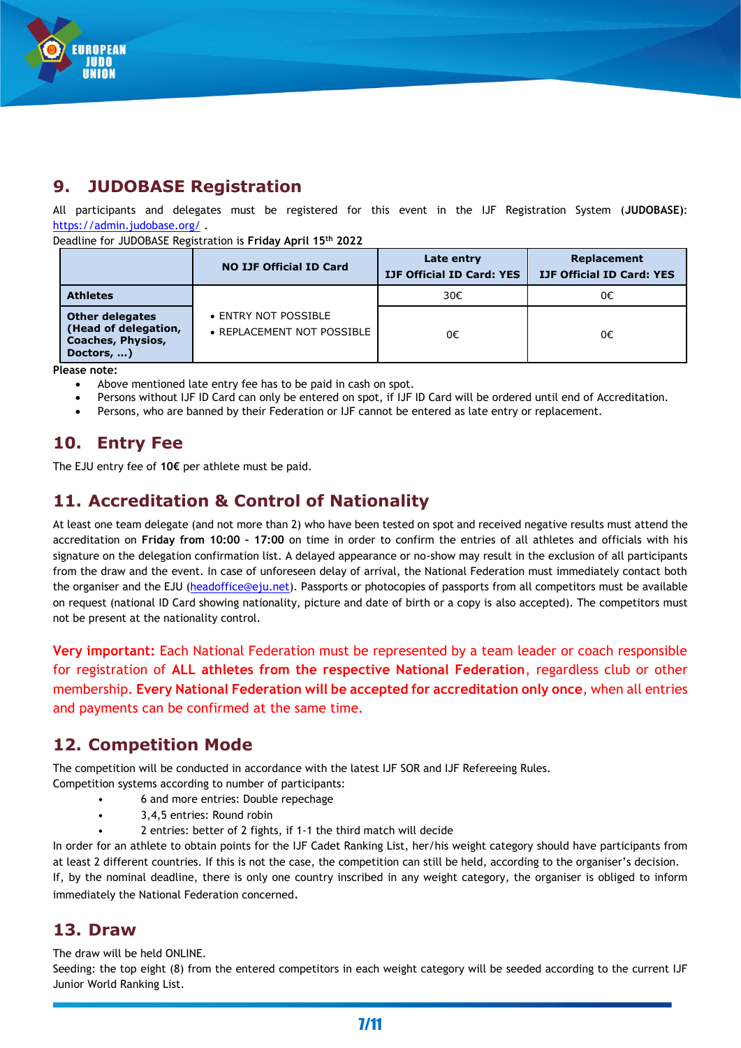## 9. JUDOBASE Registration

All participants and delegates must be registered for this event in the IJF Registration System (**JUDOBASE**): https://admin.judobase.org/ .

Deadline for JUDOBASE Registration is **Friday April 15th 2022**

| | NO IJF Official ID Card | Late entry IJF Official ID Card: YES | Replacement IJF Official ID Card: YES |
|---|---|---|---|
| **Athletes** | • ENTRY NOT POSSIBLE<br>• REPLACEMENT NOT POSSIBLE | 30€ | 0€ |
| **Other delegates (Head of delegation, Coaches, Physios, Doctors, …)** | | 0€ | 0€ |

**Please note:**

- Above mentioned late entry fee has to be paid in cash on spot.
- Persons without IJF ID Card can only be entered on spot, if IJF ID Card will be ordered until end of Accreditation.
- Persons, who are banned by their Federation or IJF cannot be entered as late entry or replacement.

## 10. Entry Fee

The EJU entry fee of **10€** per athlete must be paid.

## 11. Accreditation & Control of Nationality

At least one team delegate (and not more than 2) who have been tested on spot and received negative results must attend the accreditation on **Friday from 10:00 – 17:00** on time in order to confirm the entries of all athletes and officials with his signature on the delegation confirmation list. A delayed appearance or no-show may result in the exclusion of all participants from the draw and the event. In case of unforeseen delay of arrival, the National Federation must immediately contact both the organiser and the EJU (headoffice@eju.net). Passports or photocopies of passports from all competitors must be available on request (national ID Card showing nationality, picture and date of birth or a copy is also accepted). The competitors must not be present at the nationality control.

**Very important:** Each National Federation must be represented by a team leader or coach responsible for registration of **ALL athletes from the respective National Federation**, regardless club or other membership. **Every National Federation will be accepted for accreditation only once**, when all entries and payments can be confirmed at the same time.

## 12. Competition Mode

The competition will be conducted in accordance with the latest IJF SOR and IJF Refereeing Rules.
Competition systems according to number of participants:

- 6 and more entries: Double repechage
- 3,4,5 entries: Round robin
- 2 entries: better of 2 fights, if 1-1 the third match will decide

In order for an athlete to obtain points for the IJF Cadet Ranking List, her/his weight category should have participants from at least 2 different countries. If this is not the case, the competition can still be held, according to the organiser's decision.
If, by the nominal deadline, there is only one country inscribed in any weight category, the organiser is obliged to inform immediately the National Federation concerned.

## 13. Draw

The draw will be held ONLINE.
Seeding: the top eight (8) from the entered competitors in each weight category will be seeded according to the current IJF Junior World Ranking List.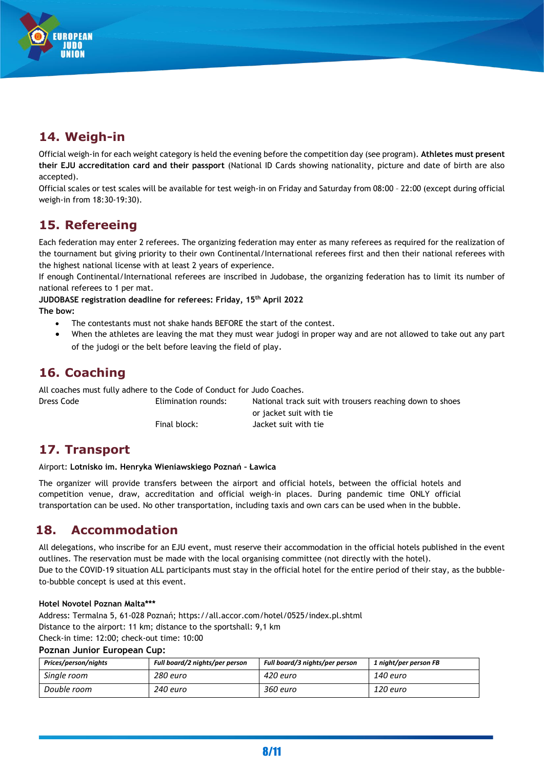## 14. Weigh-in

Official weigh-in for each weight category is held the evening before the competition day (see program). **Athletes must present their EJU accreditation card and their passport** (National ID Cards showing nationality, picture and date of birth are also accepted).

Official scales or test scales will be available for test weigh-in on Friday and Saturday from 08:00 – 22:00 (except during official weigh-in from 18:30-19:30).

## 15. Refereeing

Each federation may enter 2 referees. The organizing federation may enter as many referees as required for the realization of the tournament but giving priority to their own Continental/International referees first and then their national referees with the highest national license with at least 2 years of experience.

If enough Continental/International referees are inscribed in Judobase, the organizing federation has to limit its number of national referees to 1 per mat.

**JUDOBASE registration deadline for referees: Friday, 15th April 2022**

**The bow:**

- The contestants must not shake hands BEFORE the start of the contest.
- When the athletes are leaving the mat they must wear judogi in proper way and are not allowed to take out any part of the judogi or the belt before leaving the field of play.

## 16. Coaching

All coaches must fully adhere to the Code of Conduct for Judo Coaches.

| Dress Code | Elimination rounds: | National track suit with trousers reaching down to shoes or jacket suit with tie |
|---|---|---|
| | Final block: | Jacket suit with tie |

## 17. Transport

Airport: **Lotnisko im. Henryka Wieniawskiego Poznań – Ławica**

The organizer will provide transfers between the airport and official hotels, between the official hotels and competition venue, draw, accreditation and official weigh-in places. During pandemic time ONLY official transportation can be used. No other transportation, including taxis and own cars can be used when in the bubble.

## 18. Accommodation

All delegations, who inscribe for an EJU event, must reserve their accommodation in the official hotels published in the event outlines. The reservation must be made with the local organising committee (not directly with the hotel).

Due to the COVID-19 situation ALL participants must stay in the official hotel for the entire period of their stay, as the bubble-to-bubble concept is used at this event.

**Hotel Novotel Poznan Malta*****

Address: Termalna 5, 61-028 Poznań; https://all.accor.com/hotel/0525/index.pl.shtml

Distance to the airport: 11 km; distance to the sportshall: 9,1 km

Check-in time: 12:00; check-out time: 10:00

**Poznan Junior European Cup:**

| *Prices/person/nights* | *Full board/2 nights/per person* | *Full board/3 nights/per person* | *1 night/per person FB* |
|---|---|---|---|
| *Single room* | *280 euro* | *420 euro* | *140 euro* |
| *Double room* | *240 euro* | *360 euro* | *120 euro* |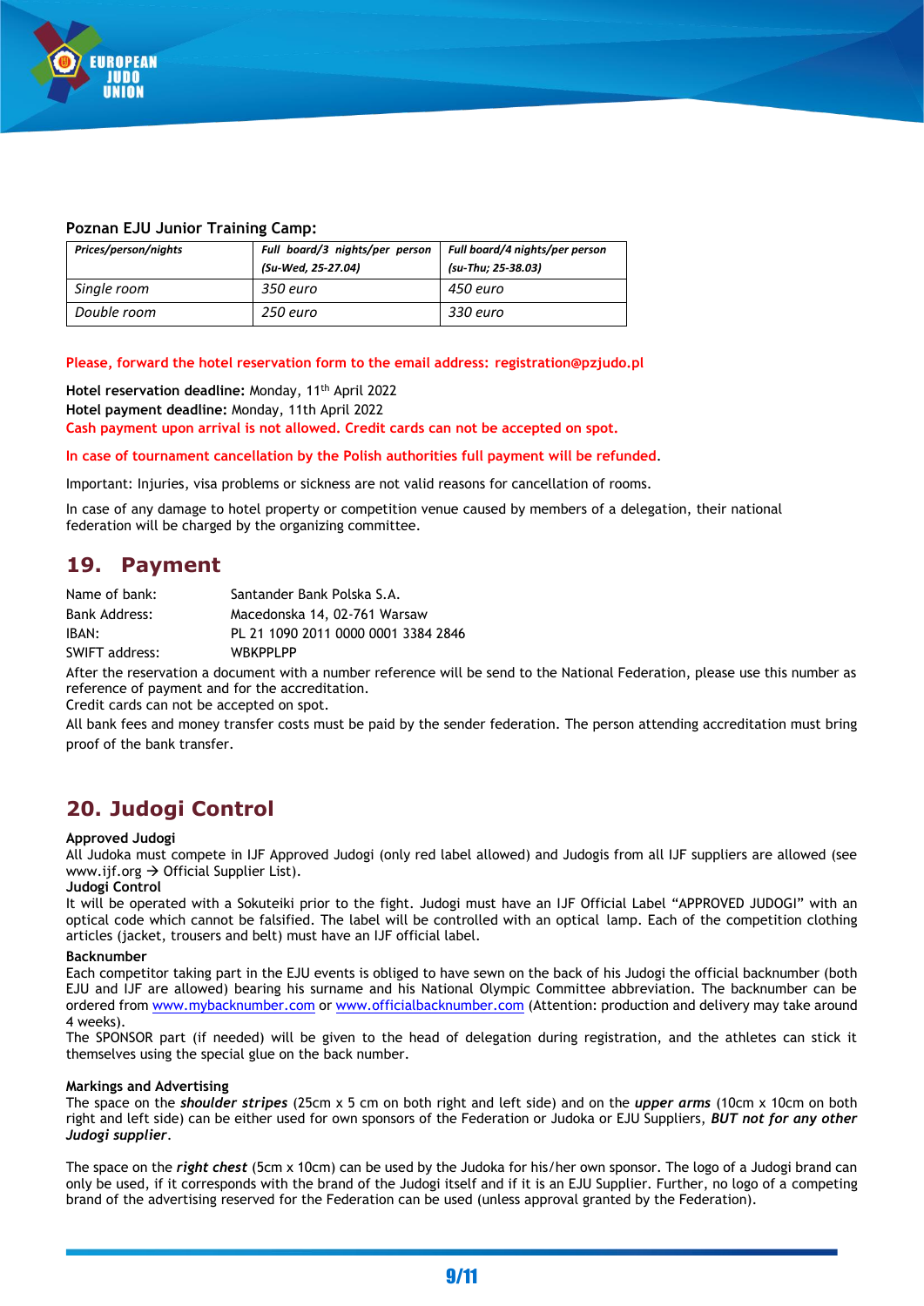**Poznan EJU Junior Training Camp:**

| *Prices/person/nights* | *Full board/3 nights/per person (Su-Wed, 25-27.04)* | *Full board/4 nights/per person (su-Thu; 25-38.03)* |
|---|---|---|
| *Single room* | *350 euro* | *450 euro* |
| *Double room* | *250 euro* | *330 euro* |

**Please, forward the hotel reservation form to the email address: registration@pzjudo.pl**

**Hotel reservation deadline:** Monday, 11th April 2022
**Hotel payment deadline:** Monday, 11th April 2022
**Cash payment upon arrival is not allowed. Credit cards can not be accepted on spot.**

**In case of tournament cancellation by the Polish authorities full payment will be refunded.**

Important: Injuries, visa problems or sickness are not valid reasons for cancellation of rooms.

In case of any damage to hotel property or competition venue caused by members of a delegation, their national federation will be charged by the organizing committee.

## 19. Payment

Name of bank: Santander Bank Polska S.A.
Bank Address: Macedonska 14, 02-761 Warsaw
IBAN: PL 21 1090 2011 0000 0001 3384 2846
SWIFT address: WBKPPLPP

After the reservation a document with a number reference will be send to the National Federation, please use this number as reference of payment and for the accreditation.
Credit cards can not be accepted on spot.
All bank fees and money transfer costs must be paid by the sender federation. The person attending accreditation must bring proof of the bank transfer.

## 20. Judogi Control

**Approved Judogi**
All Judoka must compete in IJF Approved Judogi (only red label allowed) and Judogis from all IJF suppliers are allowed (see www.ijf.org → Official Supplier List).
**Judogi Control**
It will be operated with a Sokuteiki prior to the fight. Judogi must have an IJF Official Label "APPROVED JUDOGI" with an optical code which cannot be falsified. The label will be controlled with an optical lamp. Each of the competition clothing articles (jacket, trousers and belt) must have an IJF official label.

**Backnumber**
Each competitor taking part in the EJU events is obliged to have sewn on the back of his Judogi the official backnumber (both EJU and IJF are allowed) bearing his surname and his National Olympic Committee abbreviation. The backnumber can be ordered from www.mybacknumber.com or www.officialbacknumber.com (Attention: production and delivery may take around 4 weeks).
The SPONSOR part (if needed) will be given to the head of delegation during registration, and the athletes can stick it themselves using the special glue on the back number.

**Markings and Advertising**
The space on the ***shoulder stripes*** (25cm x 5 cm on both right and left side) and on the ***upper arms*** (10cm x 10cm on both right and left side) can be either used for own sponsors of the Federation or Judoka or EJU Suppliers, ***BUT not for any other Judogi supplier***.

The space on the ***right chest*** (5cm x 10cm) can be used by the Judoka for his/her own sponsor. The logo of a Judogi brand can only be used, if it corresponds with the brand of the Judogi itself and if it is an EJU Supplier. Further, no logo of a competing brand of the advertising reserved for the Federation can be used (unless approval granted by the Federation).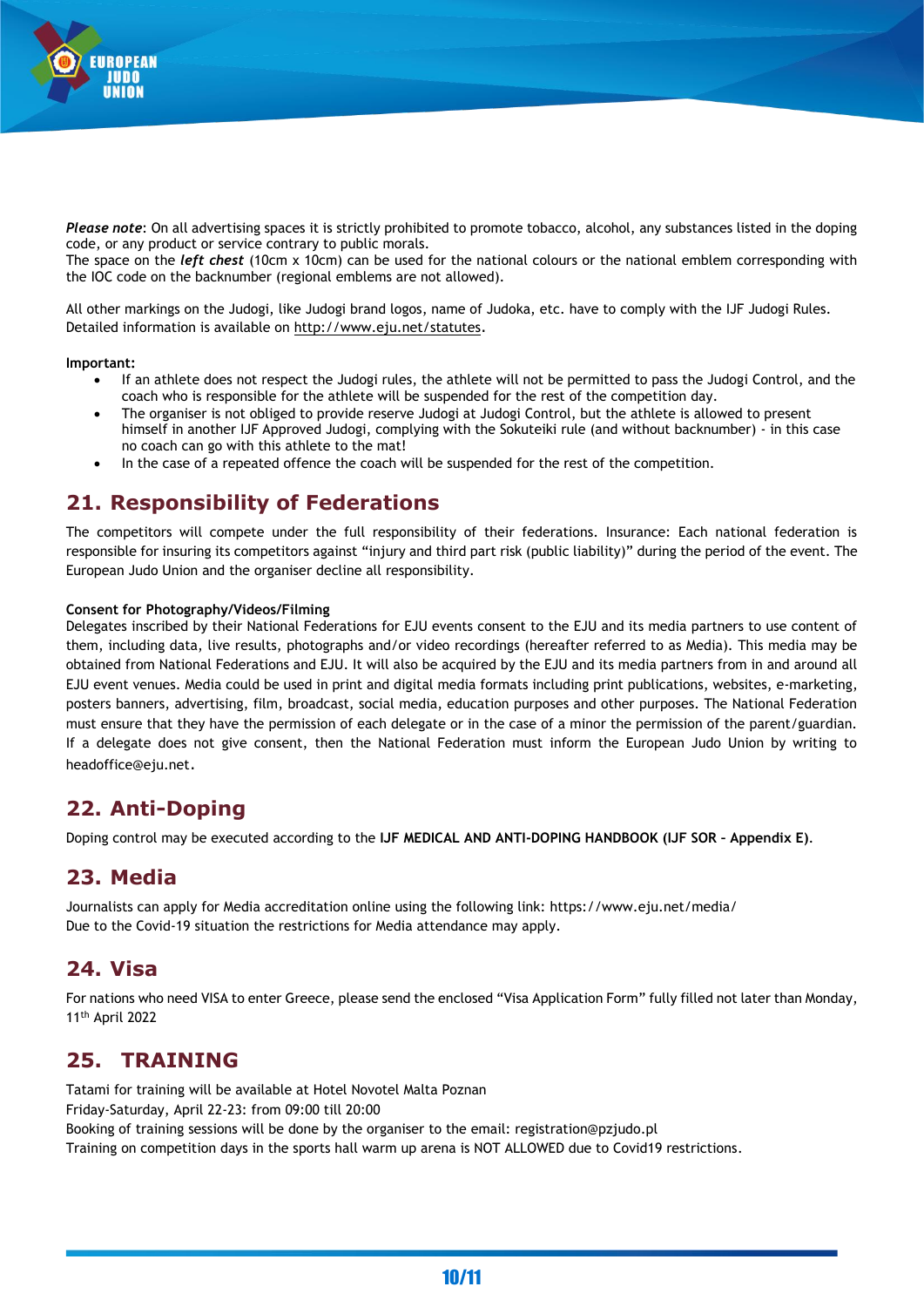***Please note***: On all advertising spaces it is strictly prohibited to promote tobacco, alcohol, any substances listed in the doping code, or any product or service contrary to public morals.
The space on the ***left chest*** (10cm x 10cm) can be used for the national colours or the national emblem corresponding with the IOC code on the backnumber (regional emblems are not allowed).

All other markings on the Judogi, like Judogi brand logos, name of Judoka, etc. have to comply with the IJF Judogi Rules. Detailed information is available on http://www.eju.net/statutes.

**Important:**

- If an athlete does not respect the Judogi rules, the athlete will not be permitted to pass the Judogi Control, and the coach who is responsible for the athlete will be suspended for the rest of the competition day.
- The organiser is not obliged to provide reserve Judogi at Judogi Control, but the athlete is allowed to present himself in another IJF Approved Judogi, complying with the Sokuteiki rule (and without backnumber) - in this case no coach can go with this athlete to the mat!
- In the case of a repeated offence the coach will be suspended for the rest of the competition.

## 21. Responsibility of Federations

The competitors will compete under the full responsibility of their federations. Insurance: Each national federation is responsible for insuring its competitors against "injury and third part risk (public liability)" during the period of the event. The European Judo Union and the organiser decline all responsibility.

**Consent for Photography/Videos/Filming**

Delegates inscribed by their National Federations for EJU events consent to the EJU and its media partners to use content of them, including data, live results, photographs and/or video recordings (hereafter referred to as Media). This media may be obtained from National Federations and EJU. It will also be acquired by the EJU and its media partners from in and around all EJU event venues. Media could be used in print and digital media formats including print publications, websites, e-marketing, posters banners, advertising, film, broadcast, social media, education purposes and other purposes. The National Federation must ensure that they have the permission of each delegate or in the case of a minor the permission of the parent/guardian. If a delegate does not give consent, then the National Federation must inform the European Judo Union by writing to headoffice@eju.net.

## 22. Anti-Doping

Doping control may be executed according to the **IJF MEDICAL AND ANTI-DOPING HANDBOOK (IJF SOR – Appendix E)**.

## 23. Media

Journalists can apply for Media accreditation online using the following link: https://www.eju.net/media/
Due to the Covid-19 situation the restrictions for Media attendance may apply.

## 24. Visa

For nations who need VISA to enter Greece, please send the enclosed "Visa Application Form" fully filled not later than Monday, 11th April 2022

## 25. TRAINING

Tatami for training will be available at Hotel Novotel Malta Poznan
Friday-Saturday, April 22-23: from 09:00 till 20:00
Booking of training sessions will be done by the organiser to the email: registration@pzjudo.pl
Training on competition days in the sports hall warm up arena is NOT ALLOWED due to Covid19 restrictions.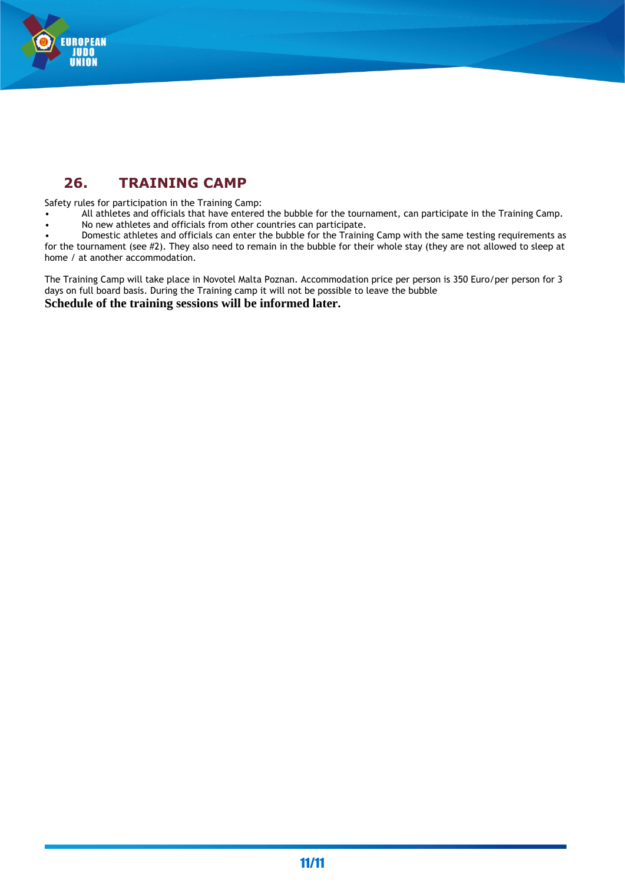## 26. TRAINING CAMP

Safety rules for participation in the Training Camp:

- All athletes and officials that have entered the bubble for the tournament, can participate in the Training Camp.
- No new athletes and officials from other countries can participate.
- Domestic athletes and officials can enter the bubble for the Training Camp with the same testing requirements as for the tournament (see #2). They also need to remain in the bubble for their whole stay (they are not allowed to sleep at home / at another accommodation.

The Training Camp will take place in Novotel Malta Poznan. Accommodation price per person is 350 Euro/per person for 3 days on full board basis. During the Training camp it will not be possible to leave the bubble

**Schedule of the training sessions will be informed later.**